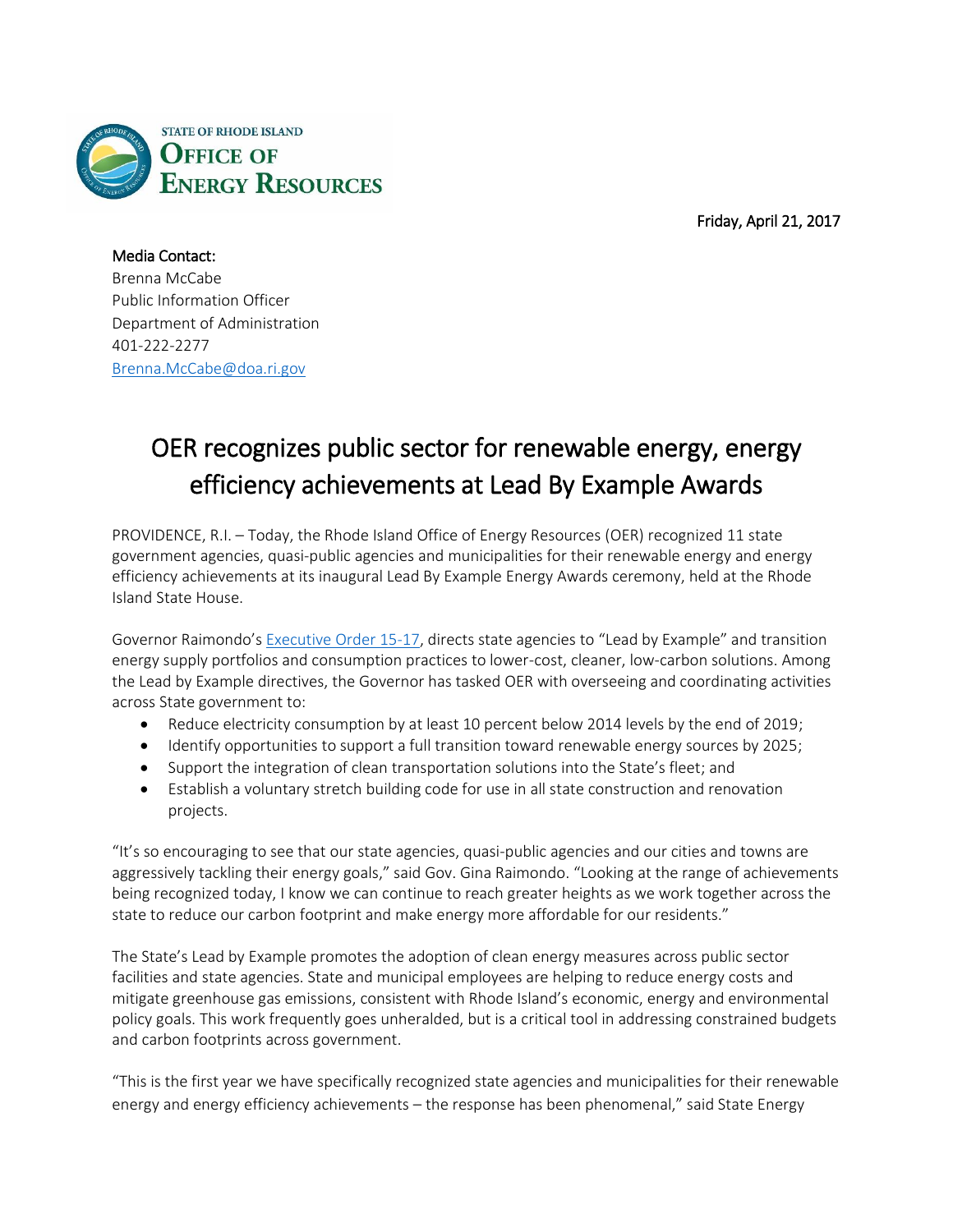STATE OF RHODE ISLAND
**OFFICE OF ENERGY RESOURCES**

Friday, April 21, 2017

Media Contact:
Brenna McCabe
Public Information Officer
Department of Administration
401-222-2277
Brenna.McCabe@doa.ri.gov

# OER recognizes public sector for renewable energy, energy efficiency achievements at Lead By Example Awards

PROVIDENCE, R.I. – Today, the Rhode Island Office of Energy Resources (OER) recognized 11 state government agencies, quasi-public agencies and municipalities for their renewable energy and energy efficiency achievements at its inaugural Lead By Example Energy Awards ceremony, held at the Rhode Island State House.

Governor Raimondo's Executive Order 15-17, directs state agencies to "Lead by Example" and transition energy supply portfolios and consumption practices to lower-cost, cleaner, low-carbon solutions. Among the Lead by Example directives, the Governor has tasked OER with overseeing and coordinating activities across State government to:

- Reduce electricity consumption by at least 10 percent below 2014 levels by the end of 2019;
- Identify opportunities to support a full transition toward renewable energy sources by 2025;
- Support the integration of clean transportation solutions into the State's fleet; and
- Establish a voluntary stretch building code for use in all state construction and renovation projects.

"It's so encouraging to see that our state agencies, quasi-public agencies and our cities and towns are aggressively tackling their energy goals," said Gov. Gina Raimondo. "Looking at the range of achievements being recognized today, I know we can continue to reach greater heights as we work together across the state to reduce our carbon footprint and make energy more affordable for our residents."

The State's Lead by Example promotes the adoption of clean energy measures across public sector facilities and state agencies. State and municipal employees are helping to reduce energy costs and mitigate greenhouse gas emissions, consistent with Rhode Island's economic, energy and environmental policy goals. This work frequently goes unheralded, but is a critical tool in addressing constrained budgets and carbon footprints across government.

"This is the first year we have specifically recognized state agencies and municipalities for their renewable energy and energy efficiency achievements – the response has been phenomenal," said State Energy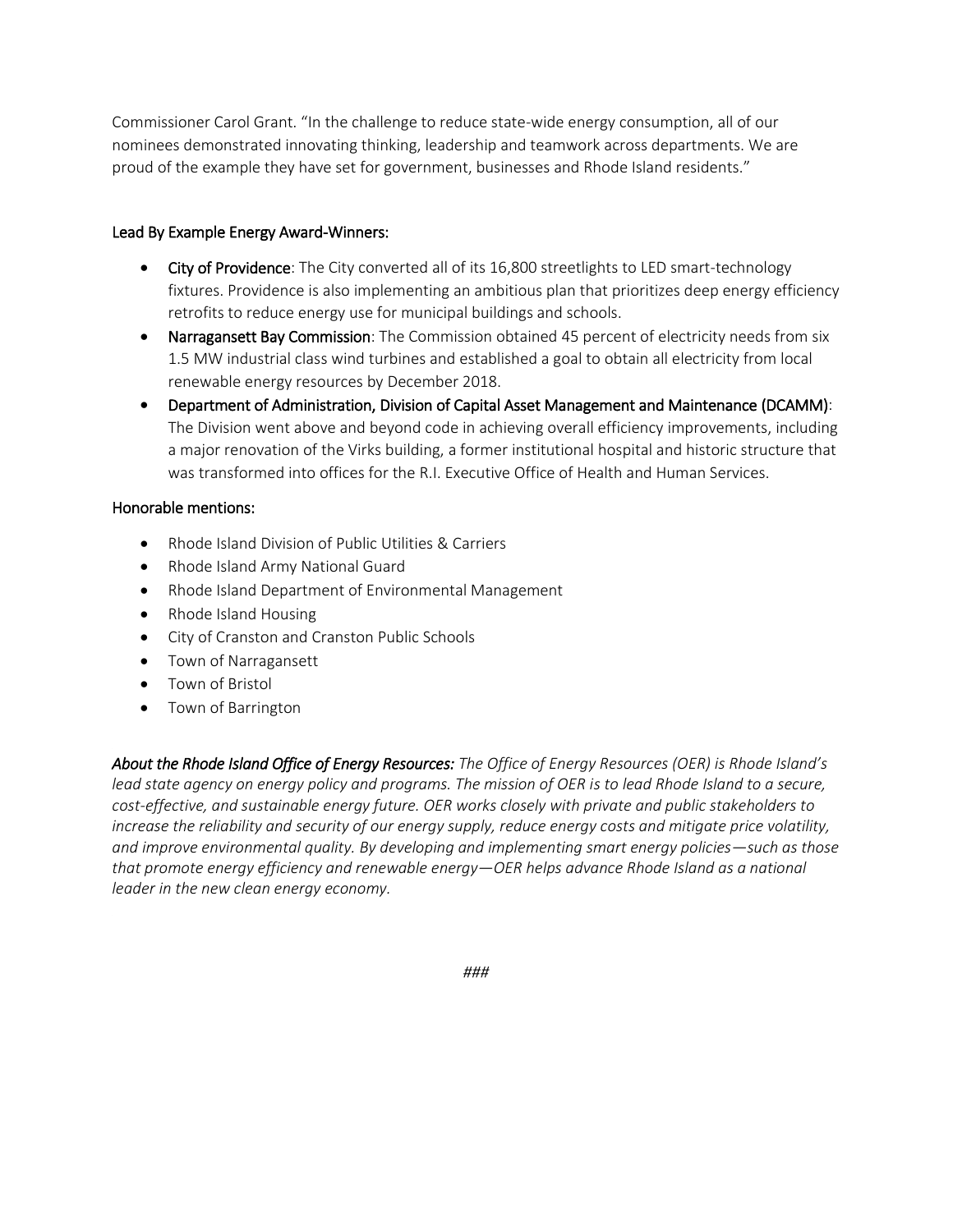Commissioner Carol Grant. "In the challenge to reduce state-wide energy consumption, all of our nominees demonstrated innovating thinking, leadership and teamwork across departments. We are proud of the example they have set for government, businesses and Rhode Island residents."

## Lead By Example Energy Award-Winners:

- **City of Providence**: The City converted all of its 16,800 streetlights to LED smart-technology fixtures. Providence is also implementing an ambitious plan that prioritizes deep energy efficiency retrofits to reduce energy use for municipal buildings and schools.
- **Narragansett Bay Commission**: The Commission obtained 45 percent of electricity needs from six 1.5 MW industrial class wind turbines and established a goal to obtain all electricity from local renewable energy resources by December 2018.
- **Department of Administration, Division of Capital Asset Management and Maintenance (DCAMM)**: The Division went above and beyond code in achieving overall efficiency improvements, including a major renovation of the Virks building, a former institutional hospital and historic structure that was transformed into offices for the R.I. Executive Office of Health and Human Services.

## Honorable mentions:

- Rhode Island Division of Public Utilities & Carriers
- Rhode Island Army National Guard
- Rhode Island Department of Environmental Management
- Rhode Island Housing
- City of Cranston and Cranston Public Schools
- Town of Narragansett
- Town of Bristol
- Town of Barrington

***About the Rhode Island Office of Energy Resources:*** *The Office of Energy Resources (OER) is Rhode Island's lead state agency on energy policy and programs. The mission of OER is to lead Rhode Island to a secure, cost-effective, and sustainable energy future. OER works closely with private and public stakeholders to increase the reliability and security of our energy supply, reduce energy costs and mitigate price volatility, and improve environmental quality. By developing and implementing smart energy policies—such as those that promote energy efficiency and renewable energy—OER helps advance Rhode Island as a national leader in the new clean energy economy.*

###